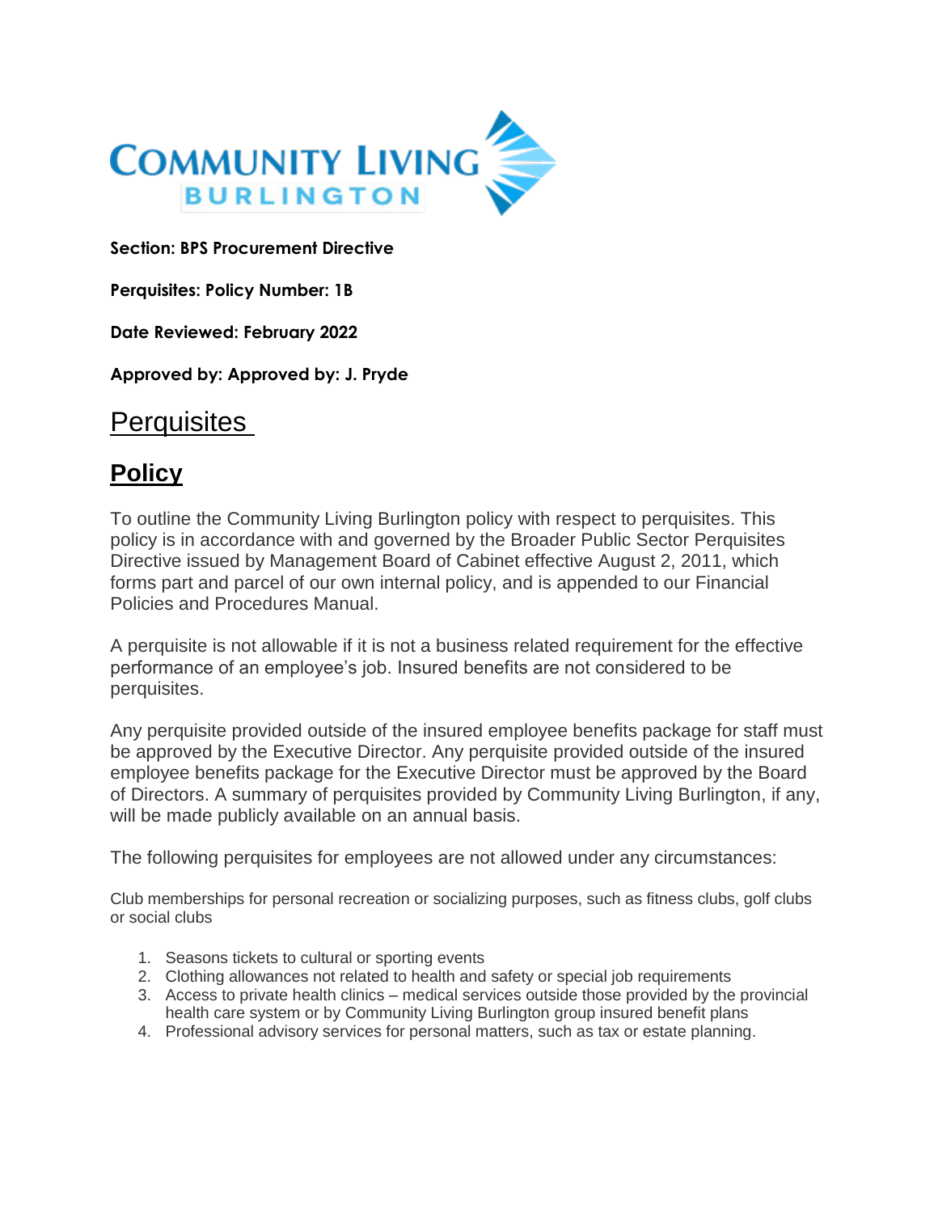**Section: BPS Procurement Directive**

**Perquisites: Policy Number: 1B**

**Date Reviewed: February 2022**

**Approved by: Approved by: J. Pryde**

# Perquisites

## Policy

To outline the Community Living Burlington policy with respect to perquisites. This policy is in accordance with and governed by the Broader Public Sector Perquisites Directive issued by Management Board of Cabinet effective August 2, 2011, which forms part and parcel of our own internal policy, and is appended to our Financial Policies and Procedures Manual.

A perquisite is not allowable if it is not a business related requirement for the effective performance of an employee's job. Insured benefits are not considered to be perquisites.

Any perquisite provided outside of the insured employee benefits package for staff must be approved by the Executive Director. Any perquisite provided outside of the insured employee benefits package for the Executive Director must be approved by the Board of Directors. A summary of perquisites provided by Community Living Burlington, if any, will be made publicly available on an annual basis.

The following perquisites for employees are not allowed under any circumstances:

Club memberships for personal recreation or socializing purposes, such as fitness clubs, golf clubs or social clubs

1. Seasons tickets to cultural or sporting events
2. Clothing allowances not related to health and safety or special job requirements
3. Access to private health clinics – medical services outside those provided by the provincial health care system or by Community Living Burlington group insured benefit plans
4. Professional advisory services for personal matters, such as tax or estate planning.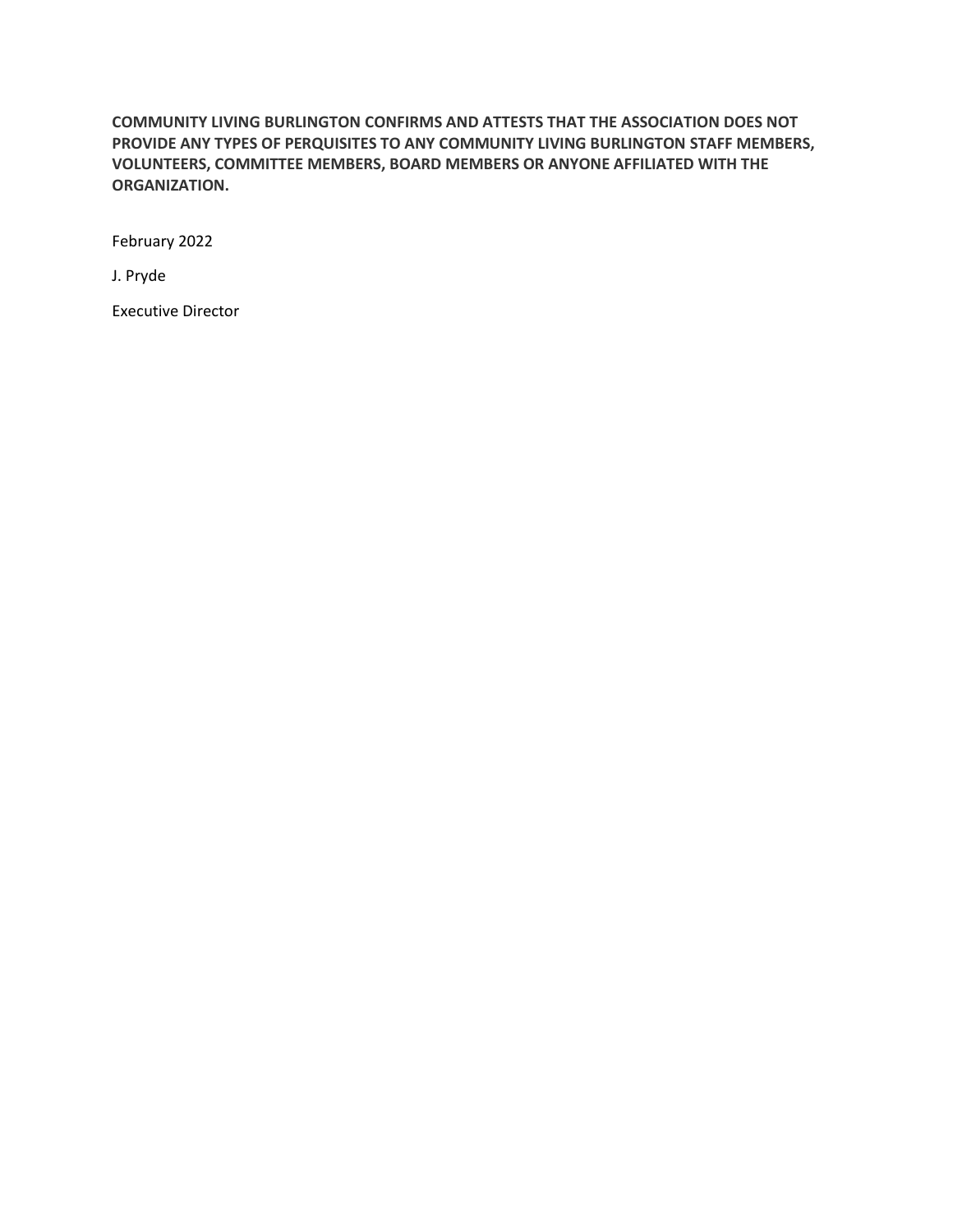**COMMUNITY LIVING BURLINGTON CONFIRMS AND ATTESTS THAT THE ASSOCIATION DOES NOT PROVIDE ANY TYPES OF PERQUISITES TO ANY COMMUNITY LIVING BURLINGTON STAFF MEMBERS, VOLUNTEERS, COMMITTEE MEMBERS, BOARD MEMBERS OR ANYONE AFFILIATED WITH THE ORGANIZATION.**

February 2022

J. Pryde

Executive Director